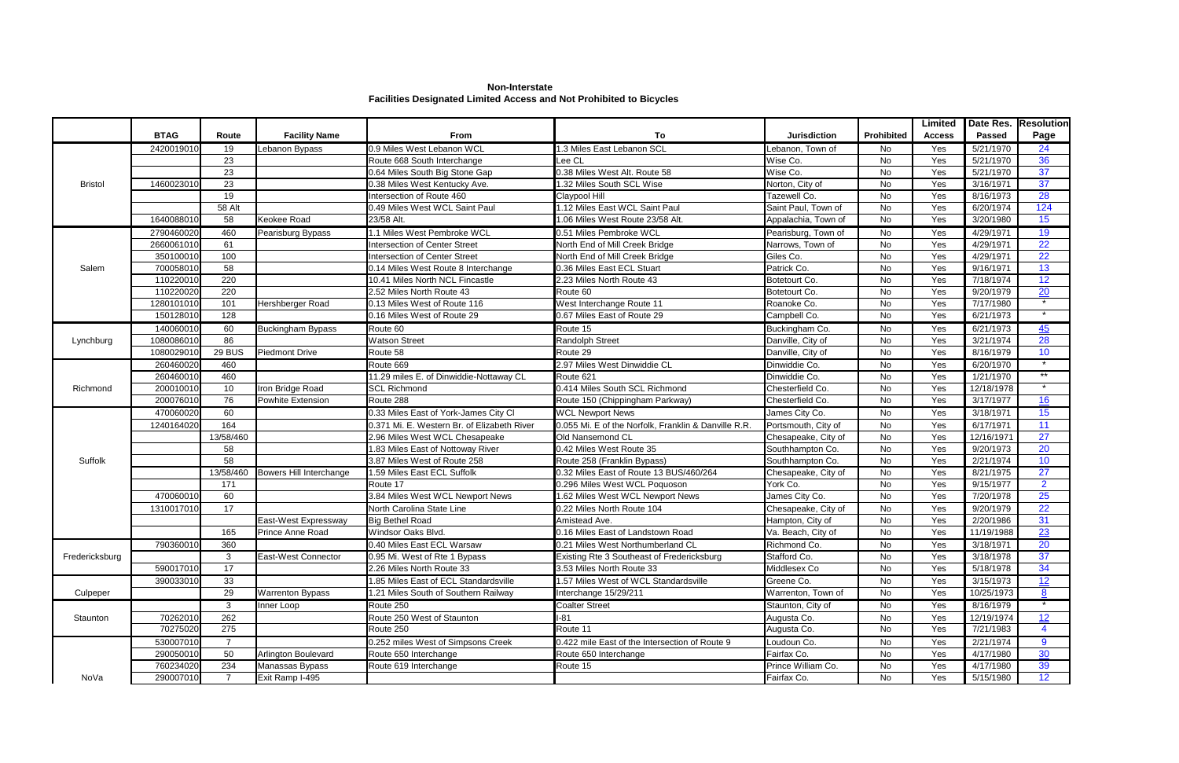# Non-Interstate
## Facilities Designated Limited Access and Not Prohibited to Bicycles

| | BTAG | Route | Facility Name | From | To | Jurisdiction | Prohibited | Limited Access | Date Res. Passed | Resolution Page |
|---|---|---|---|---|---|---|---|---|---|---|
| Bristol | 2420019010 | 19 | Lebanon Bypass | 0.9 Miles West Lebanon WCL | 1.3 Miles East Lebanon SCL | Lebanon, Town of | No | Yes | 5/21/1970 | 24 |
| | | 23 | | Route 668 South Interchange | Lee CL | Wise Co. | No | Yes | 5/21/1970 | 36 |
| | | 23 | | 0.64 Miles South Big Stone Gap | 0.38 Miles West Alt. Route 58 | Wise Co. | No | Yes | 5/21/1970 | 37 |
| | 1460023010 | 23 | | 0.38 Miles West Kentucky Ave. | 1.32 Miles South SCL Wise | Norton, City of | No | Yes | 3/16/1971 | 37 |
| | | 19 | | Intersection of Route 460 | Claypool Hill | Tazewell Co. | No | Yes | 8/16/1973 | 28 |
| | | 58 Alt | | 0.49 Miles West WCL Saint Paul | 1.12 Miles East WCL Saint Paul | Saint Paul, Town of | No | Yes | 6/20/1974 | 124 |
| | 1640088010 | 58 | Keokee Road | 23/58 Alt. | 1.06 Miles West Route 23/58 Alt. | Appalachia, Town of | No | Yes | 3/20/1980 | 15 |
| Salem | 2790460020 | 460 | Pearisburg Bypass | 1.1 Miles West Pembroke WCL | 0.51 Miles Pembroke WCL | Pearisburg, Town of | No | Yes | 4/29/1971 | 19 |
| | 2660061010 | 61 | | Intersection of Center Street | North End of Mill Creek Bridge | Narrows, Town of | No | Yes | 4/29/1971 | 22 |
| | 350100010 | 100 | | Intersection of Center Street | North End of Mill Creek Bridge | Giles Co. | No | Yes | 4/29/1971 | 22 |
| | 700058010 | 58 | | 0.14 Miles West Route 8 Interchange | 0.36 Miles East ECL Stuart | Patrick Co. | No | Yes | 9/16/1971 | 13 |
| | 110220010 | 220 | | 10.41 Miles North NCL Fincastle | 2.23 Miles North Route 43 | Botetourt Co. | No | Yes | 7/18/1974 | 12 |
| | 110220020 | 220 | | 2.52 Miles North Route 43 | Route 60 | Botetourt Co. | No | Yes | 9/20/1979 | 20 |
| | 1280101010 | 101 | Hershberger Road | 0.13 Miles West of Route 116 | West Interchange Route 11 | Roanoke Co. | No | Yes | 7/17/1980 | * |
| | 150128010 | 128 | | 0.16 Miles West of Route 29 | 0.67 Miles East of Route 29 | Campbell Co. | No | Yes | 6/21/1973 | * |
| Lynchburg | 140060010 | 60 | Buckingham Bypass | Route 60 | Route 15 | Buckingham Co. | No | Yes | 6/21/1973 | 45 |
| | 1080086010 | 86 | | Watson Street | Randolph Street | Danville, City of | No | Yes | 3/21/1974 | 28 |
| | 1080029010 | 29 BUS | Piedmont Drive | Route 58 | Route 29 | Danville, City of | No | Yes | 8/16/1979 | 10 |
| Richmond | 260460020 | 460 | | Route 669 | 2.97 Miles West Dinwiddie CL | Dinwiddie Co. | No | Yes | 6/20/1970 | * |
| | 260460010 | 460 | | 11.29 miles E. of Dinwiddie-Nottaway CL | Route 621 | Dinwiddie Co. | No | Yes | 1/21/1970 | ** |
| | 200010010 | 10 | Iron Bridge Road | SCL Richmond | 0.414 Miles South SCL Richmond | Chesterfield Co. | No | Yes | 12/18/1978 | * |
| | 200076010 | 76 | Powhite Extension | Route 288 | Route 150 (Chippingham Parkway) | Chesterfield Co. | No | Yes | 3/17/1977 | 16 |
| Suffolk | 470060020 | 60 | | 0.33 Miles East of York-James City Cl | WCL Newport News | James City Co. | No | Yes | 3/18/1971 | 15 |
| | 1240164020 | 164 | | 0.371 Mi. E. Western Br. of Elizabeth River | 0.055 Mi. E of the Norfolk, Franklin & Danville R.R. | Portsmouth, City of | No | Yes | 6/17/1971 | 11 |
| | | 13/58/460 | | 2.96 Miles West WCL Chesapeake | Old Nansemond CL | Chesapeake, City of | No | Yes | 12/16/1971 | 27 |
| | | 58 | | 1.83 Miles East of Nottoway River | 0.42 Miles West Route 35 | Southhampton Co. | No | Yes | 9/20/1973 | 20 |
| | | 58 | | 3.87 Miles West of Route 258 | Route 258 (Franklin Bypass) | Southhampton Co. | No | Yes | 2/21/1974 | 10 |
| | | 13/58/460 | Bowers Hill Interchange | 1.59 Miles East ECL Suffolk | 0.32 Miles East of Route 13 BUS/460/264 | Chesapeake, City of | No | Yes | 8/21/1975 | 27 |
| | | 171 | | Route 17 | 0.296 Miles West WCL Poquoson | York Co. | No | Yes | 9/15/1977 | 2 |
| | 470060010 | 60 | | 3.84 Miles West WCL Newport News | 1.62 Miles West WCL Newport News | James City Co. | No | Yes | 7/20/1978 | 25 |
| | 1310017010 | 17 | | North Carolina State Line | 0.22 Miles North Route 104 | Chesapeake, City of | No | Yes | 9/20/1979 | 22 |
| | | | East-West Expressway | Big Bethel Road | Amistead Ave. | Hampton, City of | No | Yes | 2/20/1986 | 31 |
| | | 165 | Prince Anne Road | Windsor Oaks Blvd. | 0.16 Miles East of Landstown Road | Va. Beach, City of | No | Yes | 11/19/1988 | 23 |
| Fredericksburg | 790360010 | 360 | | 0.40 Miles East ECL Warsaw | 0.21 Miles West Northumberland CL | Richmond Co. | No | Yes | 3/18/1971 | 20 |
| | | 3 | East-West Connector | 0.95 Mi. West of Rte 1 Bypass | Existing Rte 3 Southeast of Fredericksburg | Stafford Co. | No | Yes | 3/18/1978 | 37 |
| | 590017010 | 17 | | 2.26 Miles North Route 33 | 3.53 Miles North Route 33 | Middlesex Co | No | Yes | 5/18/1978 | 34 |
| Culpeper | 390033010 | 33 | | 1.85 Miles East of ECL Standardsville | 1.57 Miles West of WCL Standardsville | Greene Co. | No | Yes | 3/15/1973 | 12 |
| | | 29 | Warrenton Bypass | 1.21 Miles South of Southern Railway | Interchange 15/29/211 | Warrenton, Town of | No | Yes | 10/25/1973 | 8 |
| Staunton | | 3 | Inner Loop | Route 250 | Coalter Street | Staunton, City of | No | Yes | 8/16/1979 | * |
| | 70262010 | 262 | | Route 250 West of Staunton | I-81 | Augusta Co. | No | Yes | 12/19/1974 | 12 |
| | 70275020 | 275 | | Route 250 | Route 11 | Augusta Co. | No | Yes | 7/21/1983 | 4 |
| NoVa | 530007010 | 7 | | 0.252 miles West of Simpsons Creek | 0.422 mile East of the Intersection of Route 9 | Loudoun Co. | No | Yes | 2/21/1974 | 9 |
| | 290050010 | 50 | Arlington Boulevard | Route 650 Interchange | Route 650 Interchange | Fairfax Co. | No | Yes | 4/17/1980 | 30 |
| | 760234020 | 234 | Manassas Bypass | Route 619 Interchange | Route 15 | Prince William Co. | No | Yes | 4/17/1980 | 39 |
| | 290007010 | 7 | Exit Ramp I-495 | | | Fairfax Co. | No | Yes | 5/15/1980 | 12 |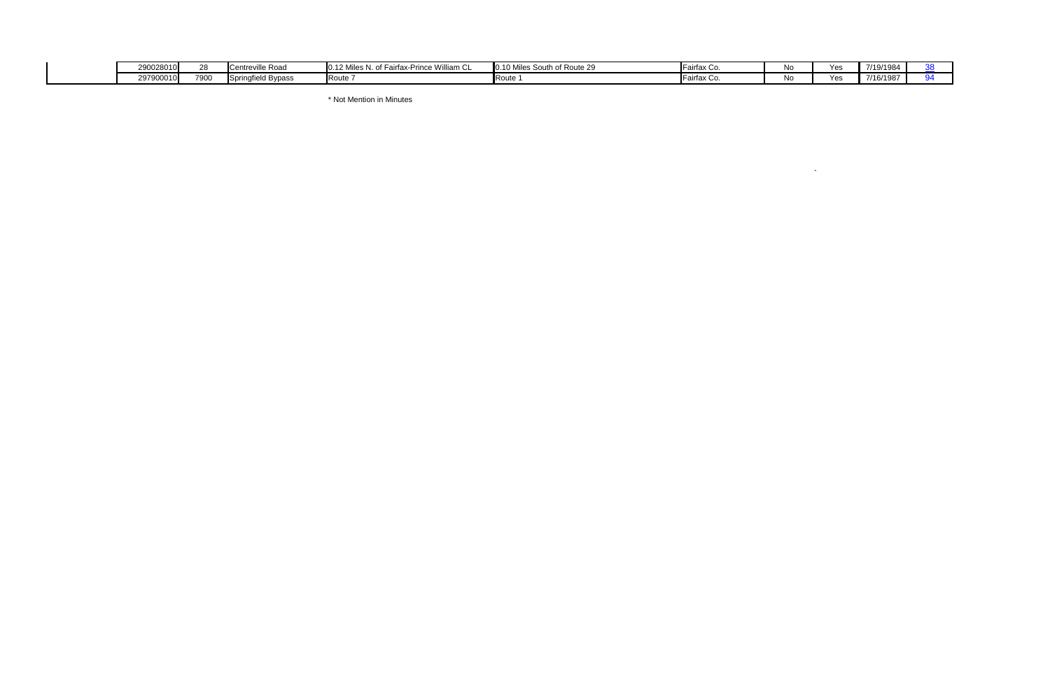| | | | | | | | | | |
|---|---|---|---|---|---|---|---|---|---|
| | 290028010 | 28 | Centreville Road | 0.12 Miles N. of Fairfax-Prince William CL | 0.10 Miles South of Route 29 | Fairfax Co. | No | Yes | 7/19/1984 | 38 |
| | 297900010 | 7900 | Springfield Bypass | Route 7 | Route 1 | Fairfax Co. | No | Yes | 7/16/1987 | 94 |

\* Not Mention in Minutes